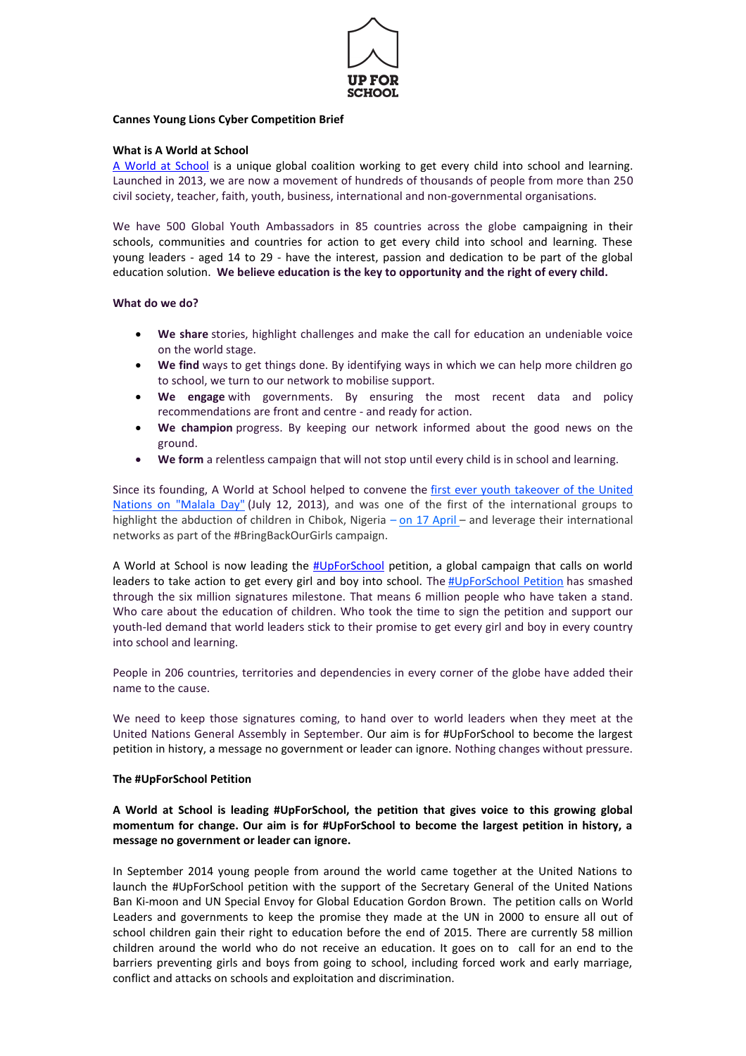UP FOR SCHOOL

**Cannes Young Lions Cyber Competition Brief**

**What is A World at School**

A World at School is a unique global coalition working to get every child into school and learning. Launched in 2013, we are now a movement of hundreds of thousands of people from more than 250 civil society, teacher, faith, youth, business, international and non-governmental organisations.

We have 500 Global Youth Ambassadors in 85 countries across the globe campaigning in their schools, communities and countries for action to get every child into school and learning. These young leaders - aged 14 to 29 - have the interest, passion and dedication to be part of the global education solution. **We believe education is the key to opportunity and the right of every child.**

**What do we do?**

- **We share** stories, highlight challenges and make the call for education an undeniable voice on the world stage.
- **We find** ways to get things done. By identifying ways in which we can help more children go to school, we turn to our network to mobilise support.
- **We engage** with governments. By ensuring the most recent data and policy recommendations are front and centre - and ready for action.
- **We champion** progress. By keeping our network informed about the good news on the ground.
- **We form** a relentless campaign that will not stop until every child is in school and learning.

Since its founding, A World at School helped to convene the first ever youth takeover of the United Nations on "Malala Day" (July 12, 2013), and was one of the first of the international groups to highlight the abduction of children in Chibok, Nigeria – on 17 April – and leverage their international networks as part of the #BringBackOurGirls campaign.

A World at School is now leading the #UpForSchool petition, a global campaign that calls on world leaders to take action to get every girl and boy into school. The #UpForSchool Petition has smashed through the six million signatures milestone. That means 6 million people who have taken a stand. Who care about the education of children. Who took the time to sign the petition and support our youth-led demand that world leaders stick to their promise to get every girl and boy in every country into school and learning.

People in 206 countries, territories and dependencies in every corner of the globe have added their name to the cause.

We need to keep those signatures coming, to hand over to world leaders when they meet at the United Nations General Assembly in September. Our aim is for #UpForSchool to become the largest petition in history, a message no government or leader can ignore. Nothing changes without pressure.

**The #UpForSchool Petition**

**A World at School is leading #UpForSchool, the petition that gives voice to this growing global momentum for change. Our aim is for #UpForSchool to become the largest petition in history, a message no government or leader can ignore.**

In September 2014 young people from around the world came together at the United Nations to launch the #UpForSchool petition with the support of the Secretary General of the United Nations Ban Ki-moon and UN Special Envoy for Global Education Gordon Brown. The petition calls on World Leaders and governments to keep the promise they made at the UN in 2000 to ensure all out of school children gain their right to education before the end of 2015. There are currently 58 million children around the world who do not receive an education. It goes on to call for an end to the barriers preventing girls and boys from going to school, including forced work and early marriage, conflict and attacks on schools and exploitation and discrimination.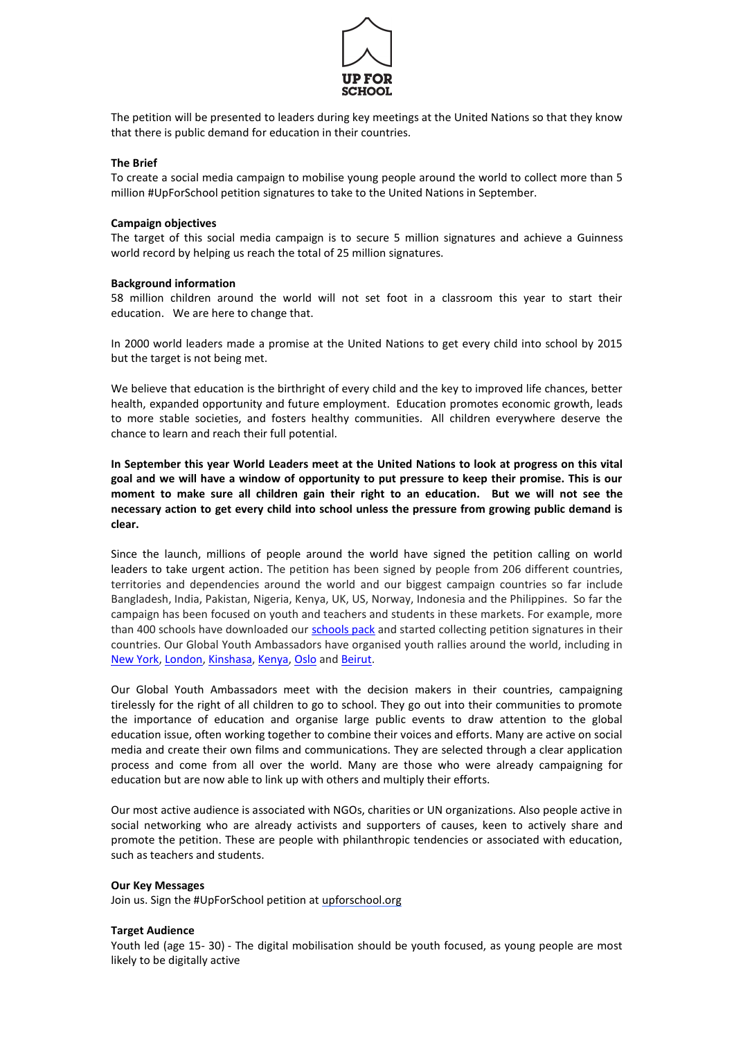The petition will be presented to leaders during key meetings at the United Nations so that they know that there is public demand for education in their countries.

**The Brief**

To create a social media campaign to mobilise young people around the world to collect more than 5 million #UpForSchool petition signatures to take to the United Nations in September.

**Campaign objectives**

The target of this social media campaign is to secure 5 million signatures and achieve a Guinness world record by helping us reach the total of 25 million signatures.

**Background information**

58 million children around the world will not set foot in a classroom this year to start their education. We are here to change that.

In 2000 world leaders made a promise at the United Nations to get every child into school by 2015 but the target is not being met.

We believe that education is the birthright of every child and the key to improved life chances, better health, expanded opportunity and future employment. Education promotes economic growth, leads to more stable societies, and fosters healthy communities. All children everywhere deserve the chance to learn and reach their full potential.

**In September this year World Leaders meet at the United Nations to look at progress on this vital goal and we will have a window of opportunity to put pressure to keep their promise. This is our moment to make sure all children gain their right to an education. But we will not see the necessary action to get every child into school unless the pressure from growing public demand is clear.**

Since the launch, millions of people around the world have signed the petition calling on world leaders to take urgent action. The petition has been signed by people from 206 different countries, territories and dependencies around the world and our biggest campaign countries so far include Bangladesh, India, Pakistan, Nigeria, Kenya, UK, US, Norway, Indonesia and the Philippines. So far the campaign has been focused on youth and teachers and students in these markets. For example, more than 400 schools have downloaded our schools pack and started collecting petition signatures in their countries. Our Global Youth Ambassadors have organised youth rallies around the world, including in New York, London, Kinshasa, Kenya, Oslo and Beirut.

Our Global Youth Ambassadors meet with the decision makers in their countries, campaigning tirelessly for the right of all children to go to school. They go out into their communities to promote the importance of education and organise large public events to draw attention to the global education issue, often working together to combine their voices and efforts. Many are active on social media and create their own films and communications. They are selected through a clear application process and come from all over the world. Many are those who were already campaigning for education but are now able to link up with others and multiply their efforts.

Our most active audience is associated with NGOs, charities or UN organizations. Also people active in social networking who are already activists and supporters of causes, keen to actively share and promote the petition. These are people with philanthropic tendencies or associated with education, such as teachers and students.

**Our Key Messages**

Join us. Sign the #UpForSchool petition at upforschool.org

**Target Audience**

Youth led (age 15- 30) - The digital mobilisation should be youth focused, as young people are most likely to be digitally active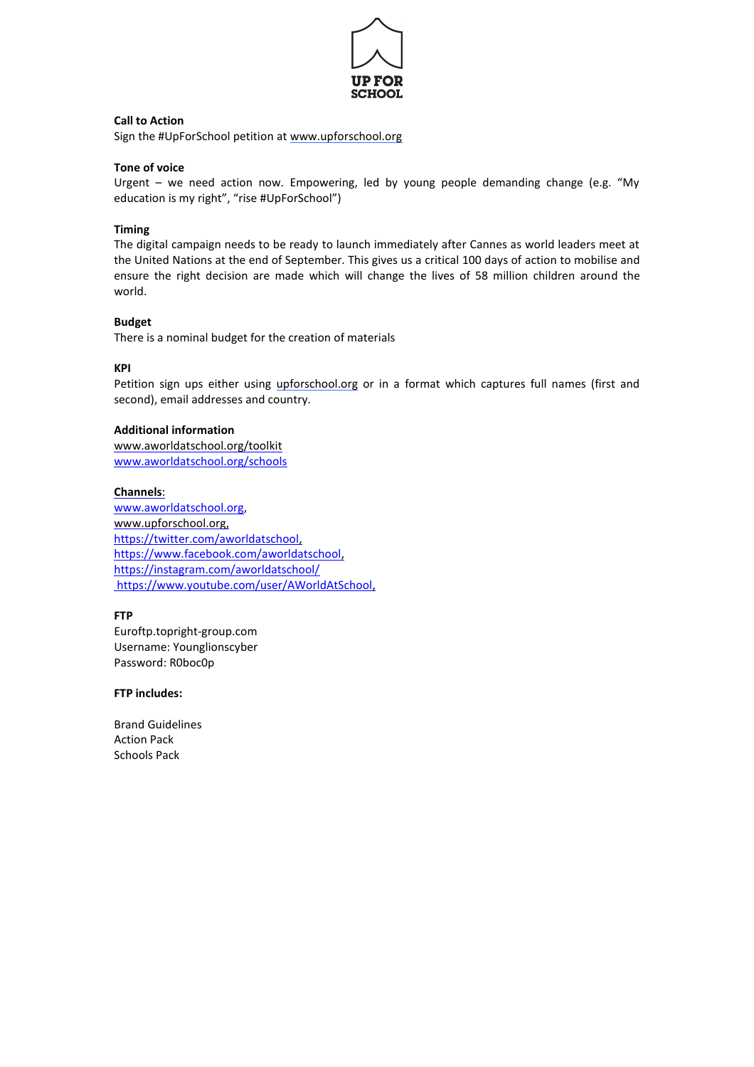UP FOR SCHOOL

**Call to Action**
Sign the #UpForSchool petition at www.upforschool.org

**Tone of voice**
Urgent – we need action now. Empowering, led by young people demanding change (e.g. "My education is my right", "rise #UpForSchool")

**Timing**
The digital campaign needs to be ready to launch immediately after Cannes as world leaders meet at the United Nations at the end of September. This gives us a critical 100 days of action to mobilise and ensure the right decision are made which will change the lives of 58 million children around the world.

**Budget**
There is a nominal budget for the creation of materials

**KPI**
Petition sign ups either using upforschool.org or in a format which captures full names (first and second), email addresses and country.

**Additional information**
www.aworldatschool.org/toolkit
www.aworldatschool.org/schools

**Channels**:
www.aworldatschool.org,
www.upforschool.org,
https://twitter.com/aworldatschool,
https://www.facebook.com/aworldatschool,
https://instagram.com/aworldatschool/
https://www.youtube.com/user/AWorldAtSchool,

**FTP**
Euroftp.topright-group.com
Username: Younglionscyber
Password: R0boc0p

**FTP includes:**

Brand Guidelines
Action Pack
Schools Pack